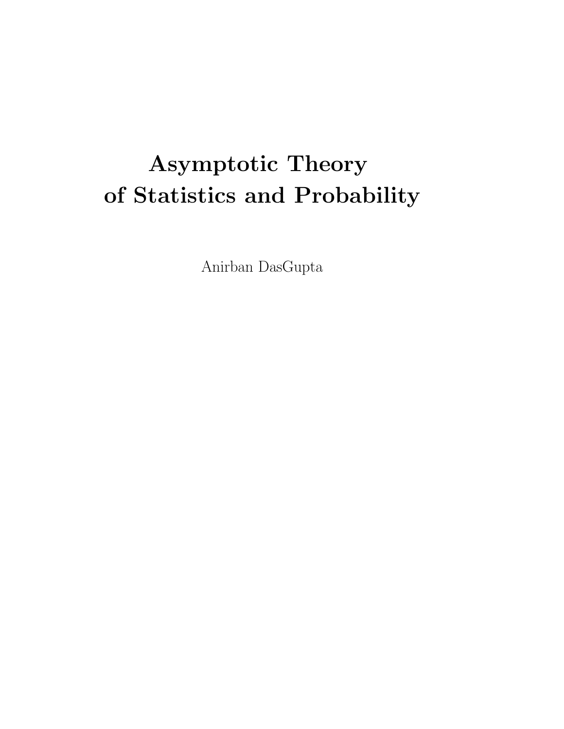# Asymptotic Theory of Statistics and Probability

Anirban DasGupta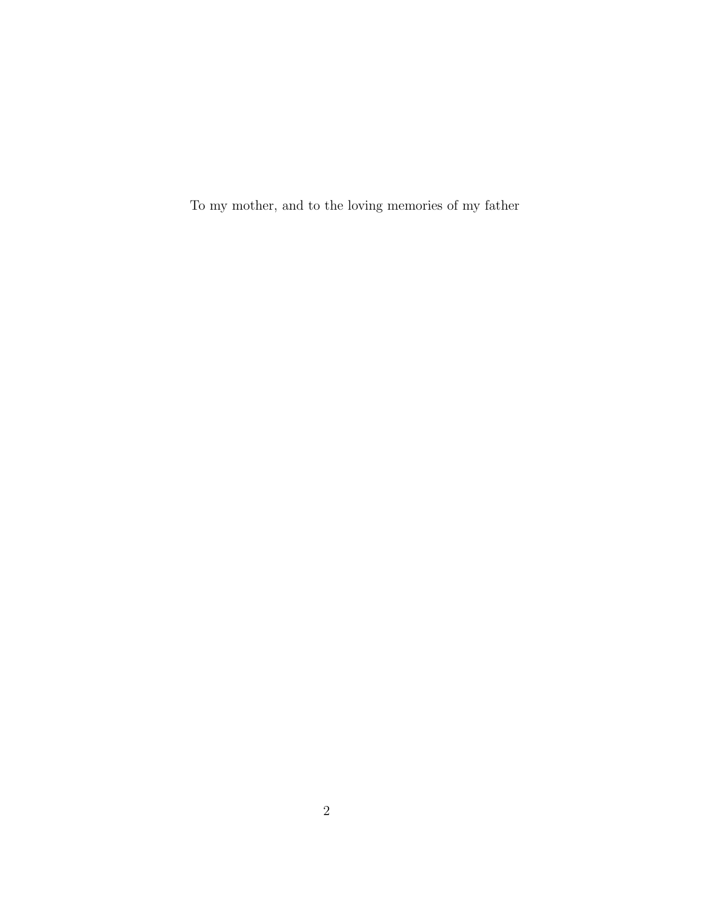To my mother, and to the loving memories of my father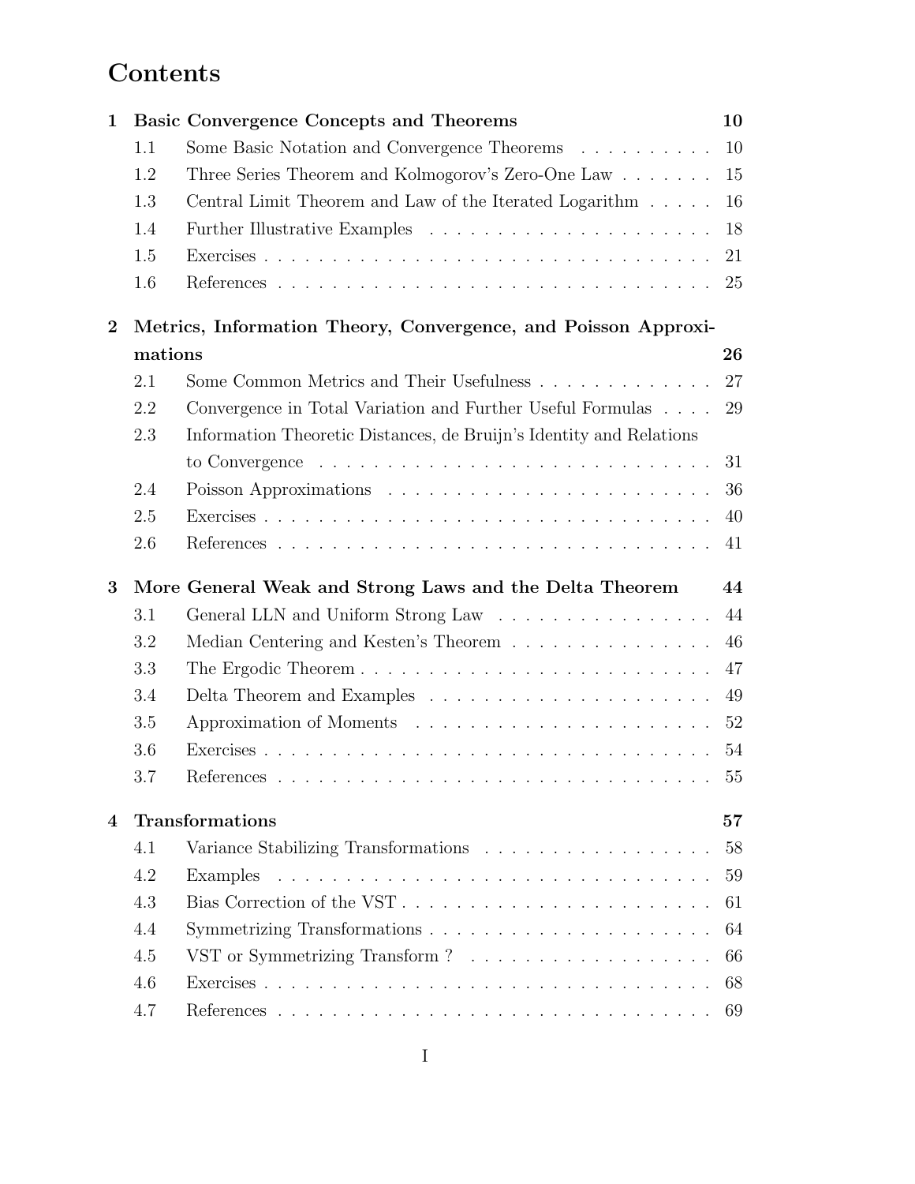# Contents

**1 Basic Convergence Concepts and Theorems** **10**

- 1.1 Some Basic Notation and Convergence Theorems . . . . . . . . . . 10
- 1.2 Three Series Theorem and Kolmogorov's Zero-One Law . . . . . . . 15
- 1.3 Central Limit Theorem and Law of the Iterated Logarithm . . . . . 16
- 1.4 Further Illustrative Examples . . . . . . . . . . . . . . . . . . . . . 18
- 1.5 Exercises . . . . . . . . . . . . . . . . . . . . . . . . . . . . . . . . 21
- 1.6 References . . . . . . . . . . . . . . . . . . . . . . . . . . . . . . . 25

**2 Metrics, Information Theory, Convergence, and Poisson Approximations** **26**

- 2.1 Some Common Metrics and Their Usefulness . . . . . . . . . . . . . 27
- 2.2 Convergence in Total Variation and Further Useful Formulas . . . . 29
- 2.3 Information Theoretic Distances, de Bruijn's Identity and Relations to Convergence . . . . . . . . . . . . . . . . . . . . . . . . . . . . 31
- 2.4 Poisson Approximations . . . . . . . . . . . . . . . . . . . . . . . . 36
- 2.5 Exercises . . . . . . . . . . . . . . . . . . . . . . . . . . . . . . . . 40
- 2.6 References . . . . . . . . . . . . . . . . . . . . . . . . . . . . . . . 41

**3 More General Weak and Strong Laws and the Delta Theorem** **44**

- 3.1 General LLN and Uniform Strong Law . . . . . . . . . . . . . . . . 44
- 3.2 Median Centering and Kesten's Theorem . . . . . . . . . . . . . . . 46
- 3.3 The Ergodic Theorem . . . . . . . . . . . . . . . . . . . . . . . . . 47
- 3.4 Delta Theorem and Examples . . . . . . . . . . . . . . . . . . . . . 49
- 3.5 Approximation of Moments . . . . . . . . . . . . . . . . . . . . . . 52
- 3.6 Exercises . . . . . . . . . . . . . . . . . . . . . . . . . . . . . . . . 54
- 3.7 References . . . . . . . . . . . . . . . . . . . . . . . . . . . . . . . 55

**4 Transformations** **57**

- 4.1 Variance Stabilizing Transformations . . . . . . . . . . . . . . . . . 58
- 4.2 Examples . . . . . . . . . . . . . . . . . . . . . . . . . . . . . . . . 59
- 4.3 Bias Correction of the VST . . . . . . . . . . . . . . . . . . . . . . 61
- 4.4 Symmetrizing Transformations . . . . . . . . . . . . . . . . . . . . 64
- 4.5 VST or Symmetrizing Transform ? . . . . . . . . . . . . . . . . . . 66
- 4.6 Exercises . . . . . . . . . . . . . . . . . . . . . . . . . . . . . . . . 68
- 4.7 References . . . . . . . . . . . . . . . . . . . . . . . . . . . . . . . 69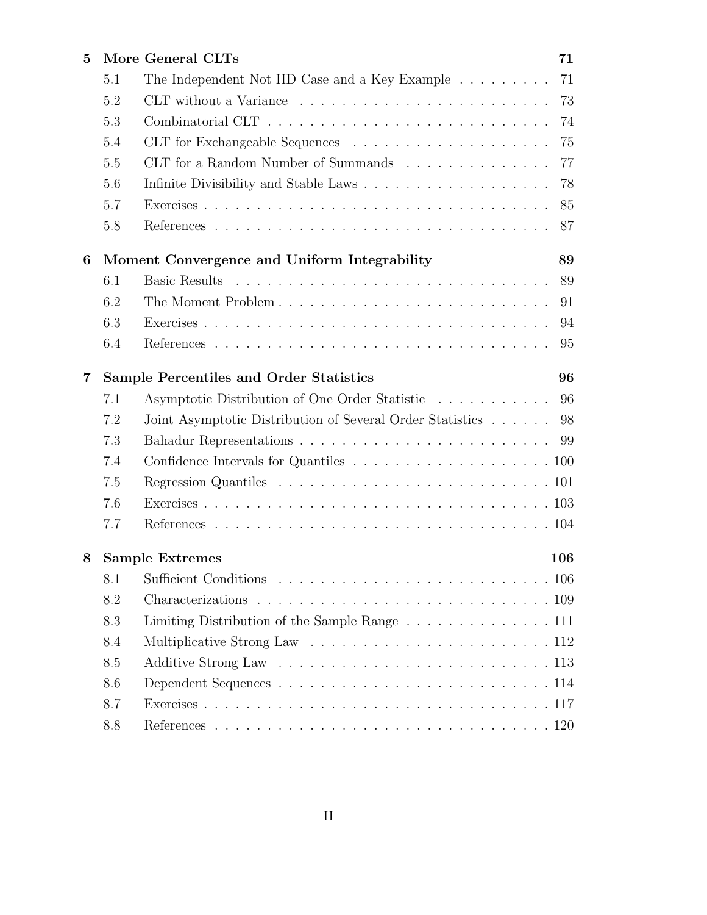**5 More General CLTs** **71**

- 5.1 The Independent Not IID Case and a Key Example . . . . . . . . . 71
- 5.2 CLT without a Variance . . . . . . . . . . . . . . . . . . . . . . . . 73
- 5.3 Combinatorial CLT . . . . . . . . . . . . . . . . . . . . . . . . . . . 74
- 5.4 CLT for Exchangeable Sequences . . . . . . . . . . . . . . . . . . . 75
- 5.5 CLT for a Random Number of Summands . . . . . . . . . . . . . . 77
- 5.6 Infinite Divisibility and Stable Laws . . . . . . . . . . . . . . . . . . 78
- 5.7 Exercises . . . . . . . . . . . . . . . . . . . . . . . . . . . . . . . . . 85
- 5.8 References . . . . . . . . . . . . . . . . . . . . . . . . . . . . . . . . 87

**6 Moment Convergence and Uniform Integrability** **89**

- 6.1 Basic Results . . . . . . . . . . . . . . . . . . . . . . . . . . . . . . 89
- 6.2 The Moment Problem . . . . . . . . . . . . . . . . . . . . . . . . . . 91
- 6.3 Exercises . . . . . . . . . . . . . . . . . . . . . . . . . . . . . . . . . 94
- 6.4 References . . . . . . . . . . . . . . . . . . . . . . . . . . . . . . . . 95

**7 Sample Percentiles and Order Statistics** **96**

- 7.1 Asymptotic Distribution of One Order Statistic . . . . . . . . . . . 96
- 7.2 Joint Asymptotic Distribution of Several Order Statistics . . . . . . 98
- 7.3 Bahadur Representations . . . . . . . . . . . . . . . . . . . . . . . . 99
- 7.4 Confidence Intervals for Quantiles . . . . . . . . . . . . . . . . . . . 100
- 7.5 Regression Quantiles . . . . . . . . . . . . . . . . . . . . . . . . . . 101
- 7.6 Exercises . . . . . . . . . . . . . . . . . . . . . . . . . . . . . . . . . 103
- 7.7 References . . . . . . . . . . . . . . . . . . . . . . . . . . . . . . . . 104

**8 Sample Extremes** **106**

- 8.1 Sufficient Conditions . . . . . . . . . . . . . . . . . . . . . . . . . . 106
- 8.2 Characterizations . . . . . . . . . . . . . . . . . . . . . . . . . . . . 109
- 8.3 Limiting Distribution of the Sample Range . . . . . . . . . . . . . . 111
- 8.4 Multiplicative Strong Law . . . . . . . . . . . . . . . . . . . . . . . 112
- 8.5 Additive Strong Law . . . . . . . . . . . . . . . . . . . . . . . . . . 113
- 8.6 Dependent Sequences . . . . . . . . . . . . . . . . . . . . . . . . . . 114
- 8.7 Exercises . . . . . . . . . . . . . . . . . . . . . . . . . . . . . . . . . 117
- 8.8 References . . . . . . . . . . . . . . . . . . . . . . . . . . . . . . . . 120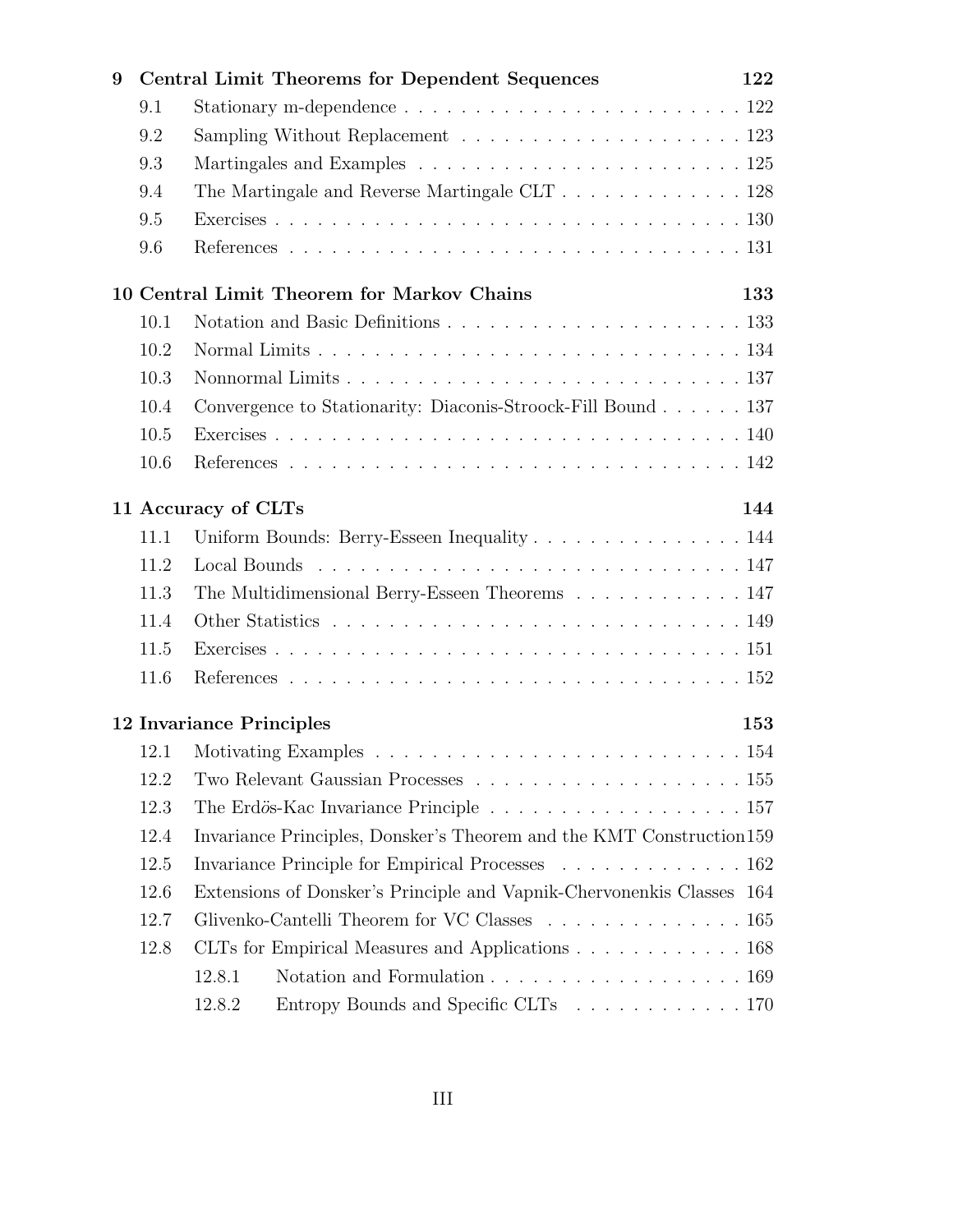**9 Central Limit Theorems for Dependent Sequences** **122**

| | | |
|---|---|---|
| 9.1 | Stationary m-dependence | 122 |
| 9.2 | Sampling Without Replacement | 123 |
| 9.3 | Martingales and Examples | 125 |
| 9.4 | The Martingale and Reverse Martingale CLT | 128 |
| 9.5 | Exercises | 130 |
| 9.6 | References | 131 |

**10 Central Limit Theorem for Markov Chains** **133**

| | | |
|---|---|---|
| 10.1 | Notation and Basic Definitions | 133 |
| 10.2 | Normal Limits | 134 |
| 10.3 | Nonnormal Limits | 137 |
| 10.4 | Convergence to Stationarity: Diaconis-Stroock-Fill Bound | 137 |
| 10.5 | Exercises | 140 |
| 10.6 | References | 142 |

**11 Accuracy of CLTs** **144**

| | | |
|---|---|---|
| 11.1 | Uniform Bounds: Berry-Esseen Inequality | 144 |
| 11.2 | Local Bounds | 147 |
| 11.3 | The Multidimensional Berry-Esseen Theorems | 147 |
| 11.4 | Other Statistics | 149 |
| 11.5 | Exercises | 151 |
| 11.6 | References | 152 |

**12 Invariance Principles** **153**

| | | |
|---|---|---|
| 12.1 | Motivating Examples | 154 |
| 12.2 | Two Relevant Gaussian Processes | 155 |
| 12.3 | The Erdös-Kac Invariance Principle | 157 |
| 12.4 | Invariance Principles, Donsker's Theorem and the KMT Construction | 159 |
| 12.5 | Invariance Principle for Empirical Processes | 162 |
| 12.6 | Extensions of Donsker's Principle and Vapnik-Chervonenkis Classes | 164 |
| 12.7 | Glivenko-Cantelli Theorem for VC Classes | 165 |
| 12.8 | CLTs for Empirical Measures and Applications | 168 |
| 12.8.1 | Notation and Formulation | 169 |
| 12.8.2 | Entropy Bounds and Specific CLTs | 170 |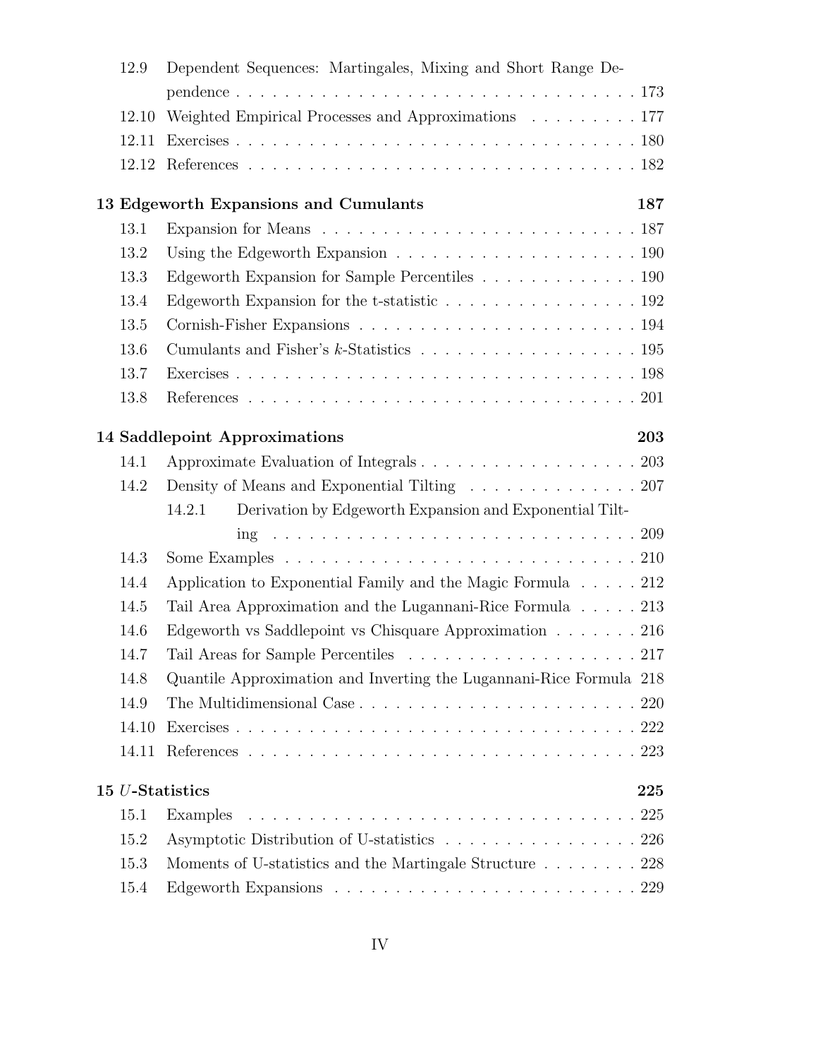12.9 Dependent Sequences: Martingales, Mixing and Short Range Dependence . . . 173
12.10 Weighted Empirical Processes and Approximations . . . 177
12.11 Exercises . . . 180
12.12 References . . . 182

**13 Edgeworth Expansions and Cumulants 187**

13.1 Expansion for Means . . . 187
13.2 Using the Edgeworth Expansion . . . 190
13.3 Edgeworth Expansion for Sample Percentiles . . . 190
13.4 Edgeworth Expansion for the t-statistic . . . 192
13.5 Cornish-Fisher Expansions . . . 194
13.6 Cumulants and Fisher's $k$-Statistics . . . 195
13.7 Exercises . . . 198
13.8 References . . . 201

**14 Saddlepoint Approximations 203**

14.1 Approximate Evaluation of Integrals . . . 203
14.2 Density of Means and Exponential Tilting . . . 207
  14.2.1 Derivation by Edgeworth Expansion and Exponential Tilting . . . 209
14.3 Some Examples . . . 210
14.4 Application to Exponential Family and the Magic Formula . . . 212
14.5 Tail Area Approximation and the Lugannani-Rice Formula . . . 213
14.6 Edgeworth vs Saddlepoint vs Chisquare Approximation . . . 216
14.7 Tail Areas for Sample Percentiles . . . 217
14.8 Quantile Approximation and Inverting the Lugannani-Rice Formula 218
14.9 The Multidimensional Case . . . 220
14.10 Exercises . . . 222
14.11 References . . . 223

**15 $U$-Statistics 225**

15.1 Examples . . . 225
15.2 Asymptotic Distribution of U-statistics . . . 226
15.3 Moments of U-statistics and the Martingale Structure . . . 228
15.4 Edgeworth Expansions . . . 229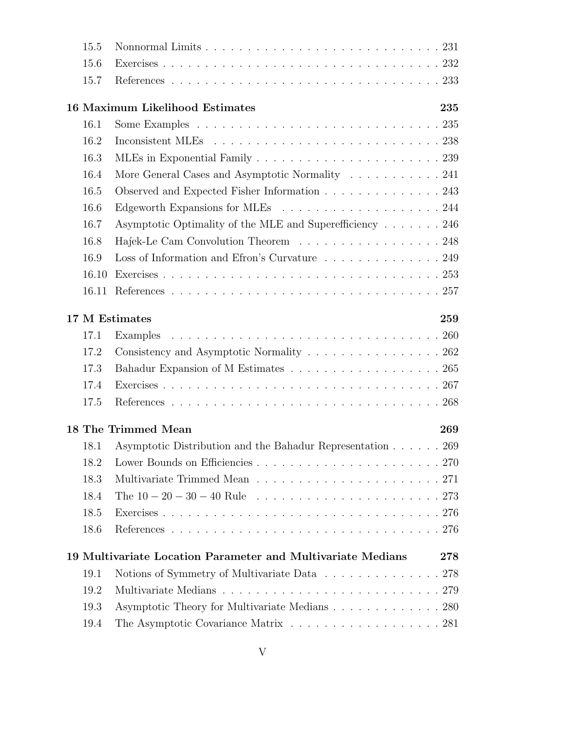15.5 Nonnormal Limits . . . . . . . . . . . . . . . . . . . . . . . . . . . . 231
15.6 Exercises . . . . . . . . . . . . . . . . . . . . . . . . . . . . . . . . 232
15.7 References . . . . . . . . . . . . . . . . . . . . . . . . . . . . . . . 233

**16 Maximum Likelihood Estimates 235**

16.1 Some Examples . . . . . . . . . . . . . . . . . . . . . . . . . . . . . 235
16.2 Inconsistent MLEs . . . . . . . . . . . . . . . . . . . . . . . . . . . 238
16.3 MLEs in Exponential Family . . . . . . . . . . . . . . . . . . . . . . 239
16.4 More General Cases and Asymptotic Normality . . . . . . . . . . . 241
16.5 Observed and Expected Fisher Information . . . . . . . . . . . . . . 243
16.6 Edgeworth Expansions for MLEs . . . . . . . . . . . . . . . . . . . 244
16.7 Asymptotic Optimality of the MLE and Superefficiency . . . . . . . 246
16.8 Hajék-Le Cam Convolution Theorem . . . . . . . . . . . . . . . . . 248
16.9 Loss of Information and Efron's Curvature . . . . . . . . . . . . . . 249
16.10 Exercises . . . . . . . . . . . . . . . . . . . . . . . . . . . . . . . . 253
16.11 References . . . . . . . . . . . . . . . . . . . . . . . . . . . . . . . 257

**17 M Estimates 259**

17.1 Examples . . . . . . . . . . . . . . . . . . . . . . . . . . . . . . . . 260
17.2 Consistency and Asymptotic Normality . . . . . . . . . . . . . . . . 262
17.3 Bahadur Expansion of M Estimates . . . . . . . . . . . . . . . . . . 265
17.4 Exercises . . . . . . . . . . . . . . . . . . . . . . . . . . . . . . . . 267
17.5 References . . . . . . . . . . . . . . . . . . . . . . . . . . . . . . . 268

**18 The Trimmed Mean 269**

18.1 Asymptotic Distribution and the Bahadur Representation . . . . . . 269
18.2 Lower Bounds on Efficiencies . . . . . . . . . . . . . . . . . . . . . . 270
18.3 Multivariate Trimmed Mean . . . . . . . . . . . . . . . . . . . . . . 271
18.4 The $10-20-30-40$ Rule . . . . . . . . . . . . . . . . . . . . . . . 273
18.5 Exercises . . . . . . . . . . . . . . . . . . . . . . . . . . . . . . . . 276
18.6 References . . . . . . . . . . . . . . . . . . . . . . . . . . . . . . . 276

**19 Multivariate Location Parameter and Multivariate Medians 278**

19.1 Notions of Symmetry of Multivariate Data . . . . . . . . . . . . . . 278
19.2 Multivariate Medians . . . . . . . . . . . . . . . . . . . . . . . . . . 279
19.3 Asymptotic Theory for Multivariate Medians . . . . . . . . . . . . . 280
19.4 The Asymptotic Covariance Matrix . . . . . . . . . . . . . . . . . . 281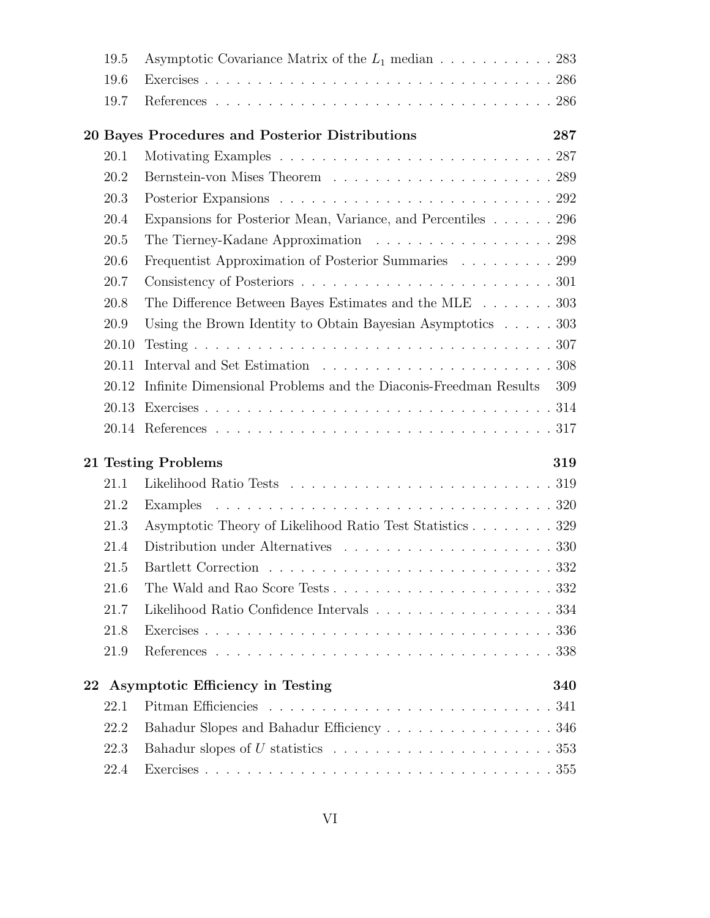19.5 Asymptotic Covariance Matrix of the $L_1$ median . . . . . . . . . . . 283
19.6 Exercises . . . . . . . . . . . . . . . . . . . . . . . . . . . . . . . . . . 286
19.7 References . . . . . . . . . . . . . . . . . . . . . . . . . . . . . . . . . 286

**20 Bayes Procedures and Posterior Distributions 287**

20.1 Motivating Examples . . . . . . . . . . . . . . . . . . . . . . . . . . 287
20.2 Bernstein-von Mises Theorem . . . . . . . . . . . . . . . . . . . . . 289
20.3 Posterior Expansions . . . . . . . . . . . . . . . . . . . . . . . . . . 292
20.4 Expansions for Posterior Mean, Variance, and Percentiles . . . . . . 296
20.5 The Tierney-Kadane Approximation . . . . . . . . . . . . . . . . . 298
20.6 Frequentist Approximation of Posterior Summaries . . . . . . . . . 299
20.7 Consistency of Posteriors . . . . . . . . . . . . . . . . . . . . . . . . 301
20.8 The Difference Between Bayes Estimates and the MLE . . . . . . . 303
20.9 Using the Brown Identity to Obtain Bayesian Asymptotics . . . . . 303
20.10 Testing . . . . . . . . . . . . . . . . . . . . . . . . . . . . . . . . . . 307
20.11 Interval and Set Estimation . . . . . . . . . . . . . . . . . . . . . . 308
20.12 Infinite Dimensional Problems and the Diaconis-Freedman Results 309
20.13 Exercises . . . . . . . . . . . . . . . . . . . . . . . . . . . . . . . . . 314
20.14 References . . . . . . . . . . . . . . . . . . . . . . . . . . . . . . . . 317

**21 Testing Problems 319**

21.1 Likelihood Ratio Tests . . . . . . . . . . . . . . . . . . . . . . . . . 319
21.2 Examples . . . . . . . . . . . . . . . . . . . . . . . . . . . . . . . . . 320
21.3 Asymptotic Theory of Likelihood Ratio Test Statistics . . . . . . . . 329
21.4 Distribution under Alternatives . . . . . . . . . . . . . . . . . . . . 330
21.5 Bartlett Correction . . . . . . . . . . . . . . . . . . . . . . . . . . . 332
21.6 The Wald and Rao Score Tests . . . . . . . . . . . . . . . . . . . . . 332
21.7 Likelihood Ratio Confidence Intervals . . . . . . . . . . . . . . . . . 334
21.8 Exercises . . . . . . . . . . . . . . . . . . . . . . . . . . . . . . . . . 336
21.9 References . . . . . . . . . . . . . . . . . . . . . . . . . . . . . . . . 338

**22 Asymptotic Efficiency in Testing 340**

22.1 Pitman Efficiencies . . . . . . . . . . . . . . . . . . . . . . . . . . . 341
22.2 Bahadur Slopes and Bahadur Efficiency . . . . . . . . . . . . . . . . 346
22.3 Bahadur slopes of $U$ statistics . . . . . . . . . . . . . . . . . . . . . 353
22.4 Exercises . . . . . . . . . . . . . . . . . . . . . . . . . . . . . . . . . 355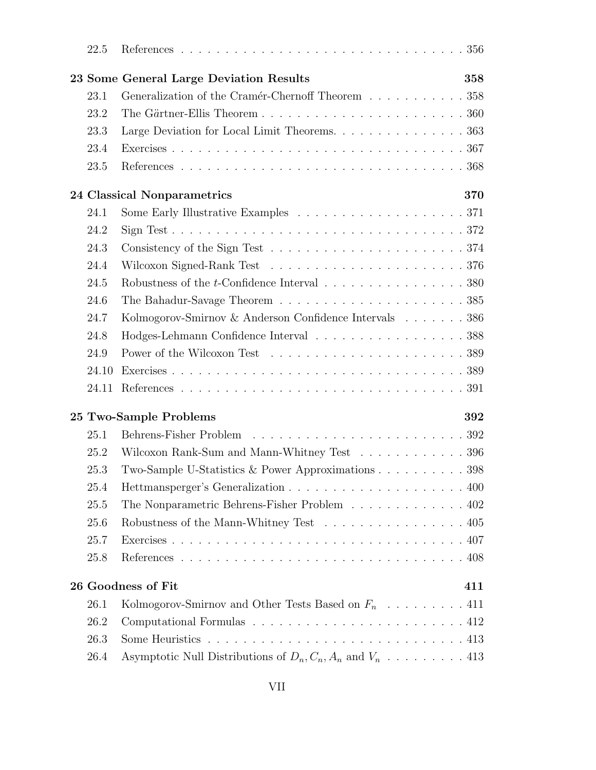22.5 References . . . . . . . . . . . . . . . . . . . . . . . . . . . . . . . . . 356

**23 Some General Large Deviation Results** **358**

23.1 Generalization of the Cramér-Chernoff Theorem . . . . . . . . . . . 358

23.2 The Gärtner-Ellis Theorem . . . . . . . . . . . . . . . . . . . . . . . . 360

23.3 Large Deviation for Local Limit Theorems. . . . . . . . . . . . . . . 363

23.4 Exercises . . . . . . . . . . . . . . . . . . . . . . . . . . . . . . . . . . 367

23.5 References . . . . . . . . . . . . . . . . . . . . . . . . . . . . . . . . . 368

**24 Classical Nonparametrics** **370**

24.1 Some Early Illustrative Examples . . . . . . . . . . . . . . . . . . . 371

24.2 Sign Test . . . . . . . . . . . . . . . . . . . . . . . . . . . . . . . . . 372

24.3 Consistency of the Sign Test . . . . . . . . . . . . . . . . . . . . . . 374

24.4 Wilcoxon Signed-Rank Test . . . . . . . . . . . . . . . . . . . . . . . 376

24.5 Robustness of the $t$-Confidence Interval . . . . . . . . . . . . . . . . 380

24.6 The Bahadur-Savage Theorem . . . . . . . . . . . . . . . . . . . . . . 385

24.7 Kolmogorov-Smirnov & Anderson Confidence Intervals . . . . . . . 386

24.8 Hodges-Lehmann Confidence Interval . . . . . . . . . . . . . . . . . . 388

24.9 Power of the Wilcoxon Test . . . . . . . . . . . . . . . . . . . . . . . 389

24.10 Exercises . . . . . . . . . . . . . . . . . . . . . . . . . . . . . . . . . 389

24.11 References . . . . . . . . . . . . . . . . . . . . . . . . . . . . . . . . . 391

**25 Two-Sample Problems** **392**

25.1 Behrens-Fisher Problem . . . . . . . . . . . . . . . . . . . . . . . . . 392

25.2 Wilcoxon Rank-Sum and Mann-Whitney Test . . . . . . . . . . . . 396

25.3 Two-Sample U-Statistics & Power Approximations . . . . . . . . . . 398

25.4 Hettmansperger's Generalization . . . . . . . . . . . . . . . . . . . . 400

25.5 The Nonparametric Behrens-Fisher Problem . . . . . . . . . . . . . 402

25.6 Robustness of the Mann-Whitney Test . . . . . . . . . . . . . . . . 405

25.7 Exercises . . . . . . . . . . . . . . . . . . . . . . . . . . . . . . . . . . 407

25.8 References . . . . . . . . . . . . . . . . . . . . . . . . . . . . . . . . . 408

**26 Goodness of Fit** **411**

26.1 Kolmogorov-Smirnov and Other Tests Based on $F_n$ . . . . . . . . . 411

26.2 Computational Formulas . . . . . . . . . . . . . . . . . . . . . . . . . 412

26.3 Some Heuristics . . . . . . . . . . . . . . . . . . . . . . . . . . . . . . 413

26.4 Asymptotic Null Distributions of $D_n, C_n, A_n$ and $V_n$ . . . . . . . . . 413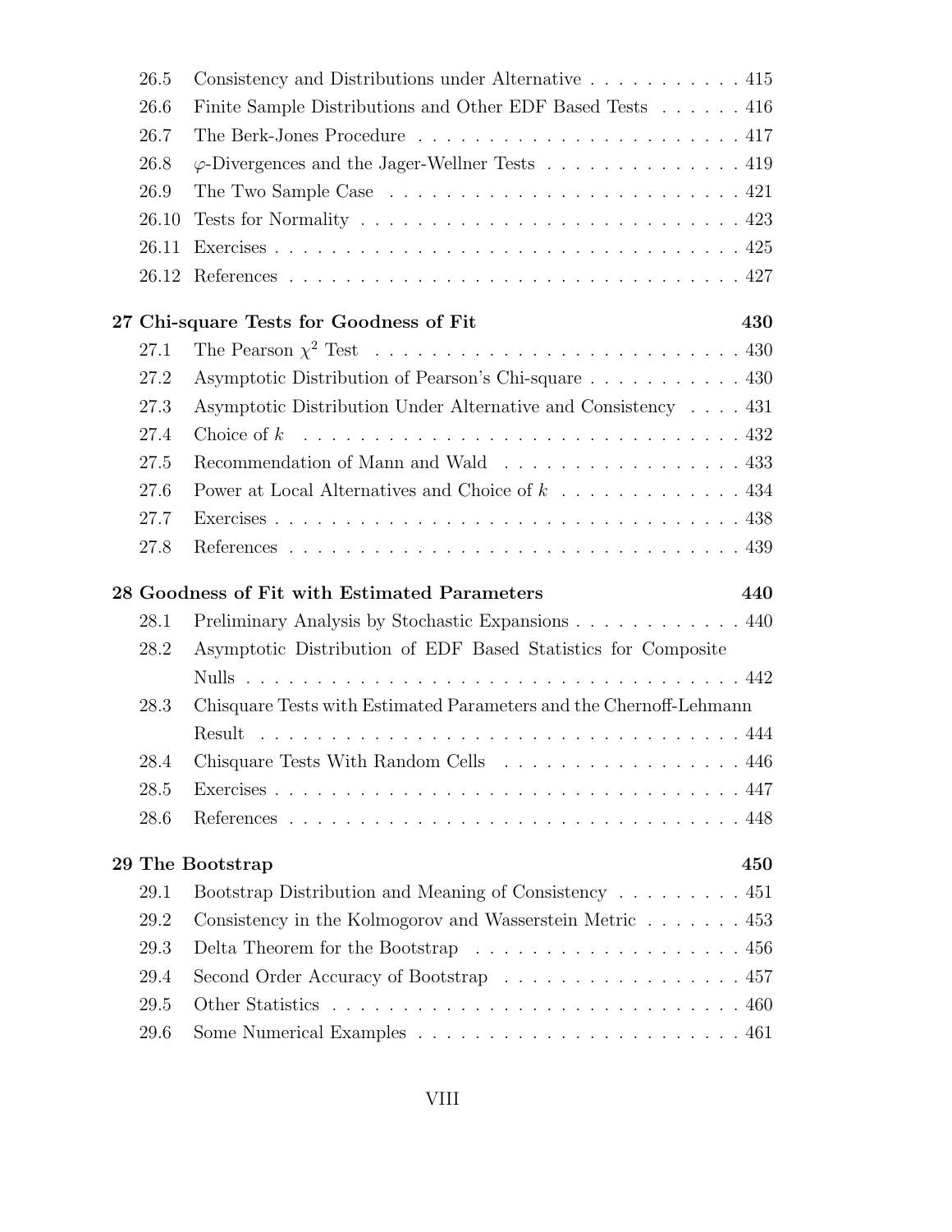26.5 Consistency and Distributions under Alternative . . . . . . . . . . . 415

26.6 Finite Sample Distributions and Other EDF Based Tests . . . . . . 416

26.7 The Berk-Jones Procedure . . . . . . . . . . . . . . . . . . . . . . . 417

26.8 $\varphi$-Divergences and the Jager-Wellner Tests . . . . . . . . . . . . . . 419

26.9 The Two Sample Case . . . . . . . . . . . . . . . . . . . . . . . . . 421

26.10 Tests for Normality . . . . . . . . . . . . . . . . . . . . . . . . . . 423

26.11 Exercises . . . . . . . . . . . . . . . . . . . . . . . . . . . . . . . . 425

26.12 References . . . . . . . . . . . . . . . . . . . . . . . . . . . . . . . 427

**27 Chi-square Tests for Goodness of Fit 430**

27.1 The Pearson $\chi^2$ Test . . . . . . . . . . . . . . . . . . . . . . . . . . 430

27.2 Asymptotic Distribution of Pearson's Chi-square . . . . . . . . . . . 430

27.3 Asymptotic Distribution Under Alternative and Consistency . . . . 431

27.4 Choice of $k$ . . . . . . . . . . . . . . . . . . . . . . . . . . . . . . . 432

27.5 Recommendation of Mann and Wald . . . . . . . . . . . . . . . . . 433

27.6 Power at Local Alternatives and Choice of $k$ . . . . . . . . . . . . . 434

27.7 Exercises . . . . . . . . . . . . . . . . . . . . . . . . . . . . . . . . 438

27.8 References . . . . . . . . . . . . . . . . . . . . . . . . . . . . . . . 439

**28 Goodness of Fit with Estimated Parameters 440**

28.1 Preliminary Analysis by Stochastic Expansions . . . . . . . . . . . . 440

28.2 Asymptotic Distribution of EDF Based Statistics for Composite Nulls . . . . . . . . . . . . . . . . . . . . . . . . . . . . . . . . . . 442

28.3 Chisquare Tests with Estimated Parameters and the Chernoff-Lehmann Result . . . . . . . . . . . . . . . . . . . . . . . . . . . . . . . . . 444

28.4 Chisquare Tests With Random Cells . . . . . . . . . . . . . . . . . 446

28.5 Exercises . . . . . . . . . . . . . . . . . . . . . . . . . . . . . . . . 447

28.6 References . . . . . . . . . . . . . . . . . . . . . . . . . . . . . . . 448

**29 The Bootstrap 450**

29.1 Bootstrap Distribution and Meaning of Consistency . . . . . . . . . 451

29.2 Consistency in the Kolmogorov and Wasserstein Metric . . . . . . . 453

29.3 Delta Theorem for the Bootstrap . . . . . . . . . . . . . . . . . . . 456

29.4 Second Order Accuracy of Bootstrap . . . . . . . . . . . . . . . . . 457

29.5 Other Statistics . . . . . . . . . . . . . . . . . . . . . . . . . . . . . 460

29.6 Some Numerical Examples . . . . . . . . . . . . . . . . . . . . . . . 461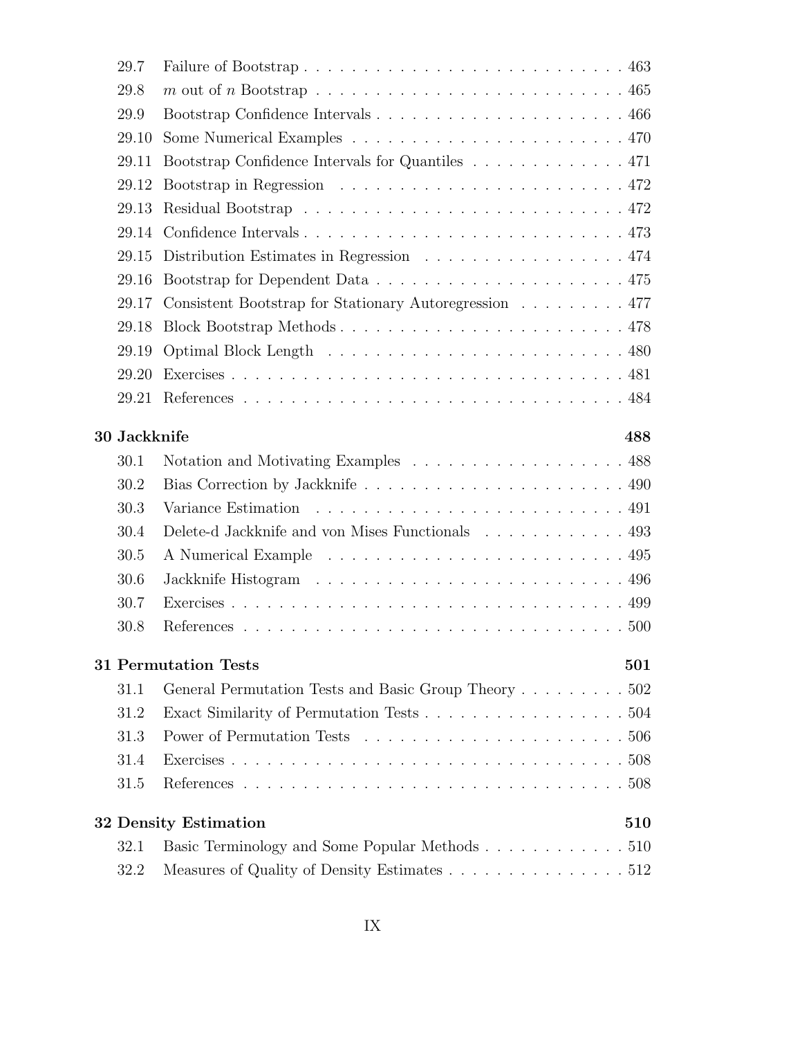| | | |
|---|---|---|
| 29.7 | Failure of Bootstrap | 463 |
| 29.8 | $m$ out of $n$ Bootstrap | 465 |
| 29.9 | Bootstrap Confidence Intervals | 466 |
| 29.10 | Some Numerical Examples | 470 |
| 29.11 | Bootstrap Confidence Intervals for Quantiles | 471 |
| 29.12 | Bootstrap in Regression | 472 |
| 29.13 | Residual Bootstrap | 472 |
| 29.14 | Confidence Intervals | 473 |
| 29.15 | Distribution Estimates in Regression | 474 |
| 29.16 | Bootstrap for Dependent Data | 475 |
| 29.17 | Consistent Bootstrap for Stationary Autoregression | 477 |
| 29.18 | Block Bootstrap Methods | 478 |
| 29.19 | Optimal Block Length | 480 |
| 29.20 | Exercises | 481 |
| 29.21 | References | 484 |

**30 Jackknife** **488**

| | | |
|---|---|---|
| 30.1 | Notation and Motivating Examples | 488 |
| 30.2 | Bias Correction by Jackknife | 490 |
| 30.3 | Variance Estimation | 491 |
| 30.4 | Delete-d Jackknife and von Mises Functionals | 493 |
| 30.5 | A Numerical Example | 495 |
| 30.6 | Jackknife Histogram | 496 |
| 30.7 | Exercises | 499 |
| 30.8 | References | 500 |

**31 Permutation Tests** **501**

| | | |
|---|---|---|
| 31.1 | General Permutation Tests and Basic Group Theory | 502 |
| 31.2 | Exact Similarity of Permutation Tests | 504 |
| 31.3 | Power of Permutation Tests | 506 |
| 31.4 | Exercises | 508 |
| 31.5 | References | 508 |

**32 Density Estimation** **510**

| | | |
|---|---|---|
| 32.1 | Basic Terminology and Some Popular Methods | 510 |
| 32.2 | Measures of Quality of Density Estimates | 512 |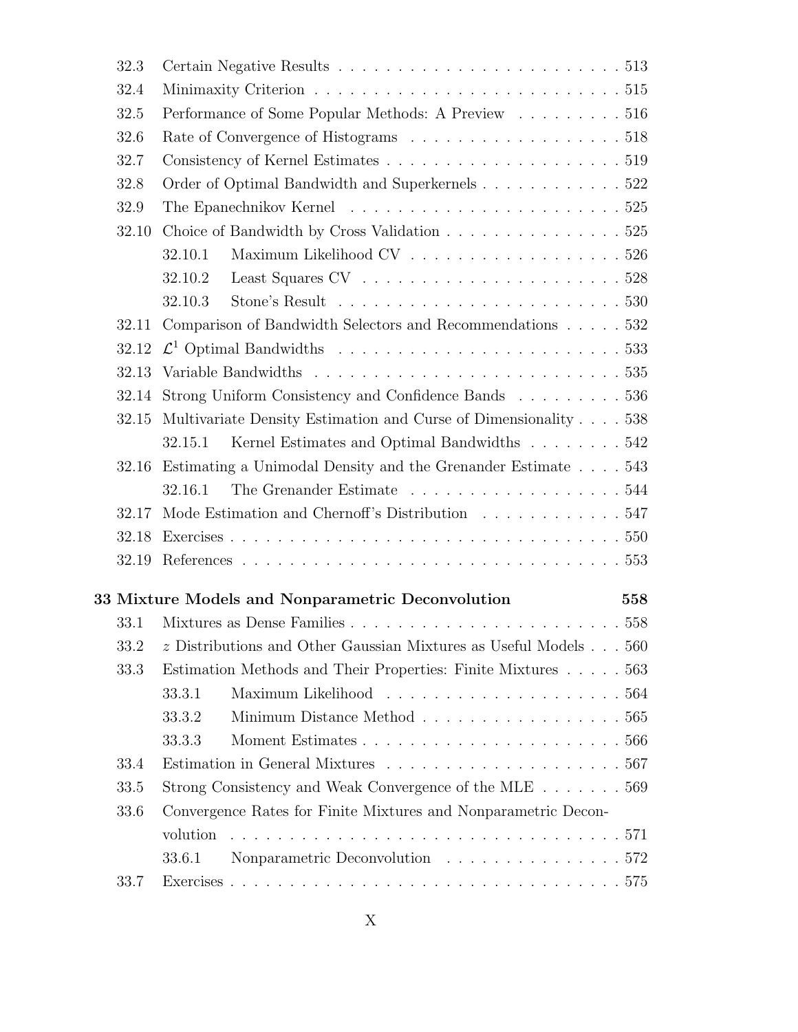32.3 Certain Negative Results . . . . . . . . . . . . . . . . . . . . . . . . 513

32.4 Minimaxity Criterion . . . . . . . . . . . . . . . . . . . . . . . . . . 515

32.5 Performance of Some Popular Methods: A Preview . . . . . . . . . 516

32.6 Rate of Convergence of Histograms . . . . . . . . . . . . . . . . . . 518

32.7 Consistency of Kernel Estimates . . . . . . . . . . . . . . . . . . . . 519

32.8 Order of Optimal Bandwidth and Superkernels . . . . . . . . . . . . 522

32.9 The Epanechnikov Kernel . . . . . . . . . . . . . . . . . . . . . . . 525

32.10 Choice of Bandwidth by Cross Validation . . . . . . . . . . . . . . . 525

- 32.10.1 Maximum Likelihood CV . . . . . . . . . . . . . . . . . . 526
- 32.10.2 Least Squares CV . . . . . . . . . . . . . . . . . . . . . . 528
- 32.10.3 Stone's Result . . . . . . . . . . . . . . . . . . . . . . . . 530

32.11 Comparison of Bandwidth Selectors and Recommendations . . . . . 532

32.12 $\mathcal{L}^1$ Optimal Bandwidths . . . . . . . . . . . . . . . . . . . . . . . 533

32.13 Variable Bandwidths . . . . . . . . . . . . . . . . . . . . . . . . . . 535

32.14 Strong Uniform Consistency and Confidence Bands . . . . . . . . . 536

32.15 Multivariate Density Estimation and Curse of Dimensionality . . . . 538

- 32.15.1 Kernel Estimates and Optimal Bandwidths . . . . . . . . 542

32.16 Estimating a Unimodal Density and the Grenander Estimate . . . . 543

- 32.16.1 The Grenander Estimate . . . . . . . . . . . . . . . . . . 544

32.17 Mode Estimation and Chernoff's Distribution . . . . . . . . . . . . 547

32.18 Exercises . . . . . . . . . . . . . . . . . . . . . . . . . . . . . . . . 550

32.19 References . . . . . . . . . . . . . . . . . . . . . . . . . . . . . . . 553

**33 Mixture Models and Nonparametric Deconvolution 558**

33.1 Mixtures as Dense Families . . . . . . . . . . . . . . . . . . . . . . . 558

33.2 $z$ Distributions and Other Gaussian Mixtures as Useful Models . . . 560

33.3 Estimation Methods and Their Properties: Finite Mixtures . . . . . 563

- 33.3.1 Maximum Likelihood . . . . . . . . . . . . . . . . . . . . 564
- 33.3.2 Minimum Distance Method . . . . . . . . . . . . . . . . . 565
- 33.3.3 Moment Estimates . . . . . . . . . . . . . . . . . . . . . . 566

33.4 Estimation in General Mixtures . . . . . . . . . . . . . . . . . . . . 567

33.5 Strong Consistency and Weak Convergence of the MLE . . . . . . . 569

33.6 Convergence Rates for Finite Mixtures and Nonparametric Deconvolution . . . . . . . . . . . . . . . . . . . . . . . . . . . . . . . . . 571

- 33.6.1 Nonparametric Deconvolution . . . . . . . . . . . . . . . 572

33.7 Exercises . . . . . . . . . . . . . . . . . . . . . . . . . . . . . . . . 575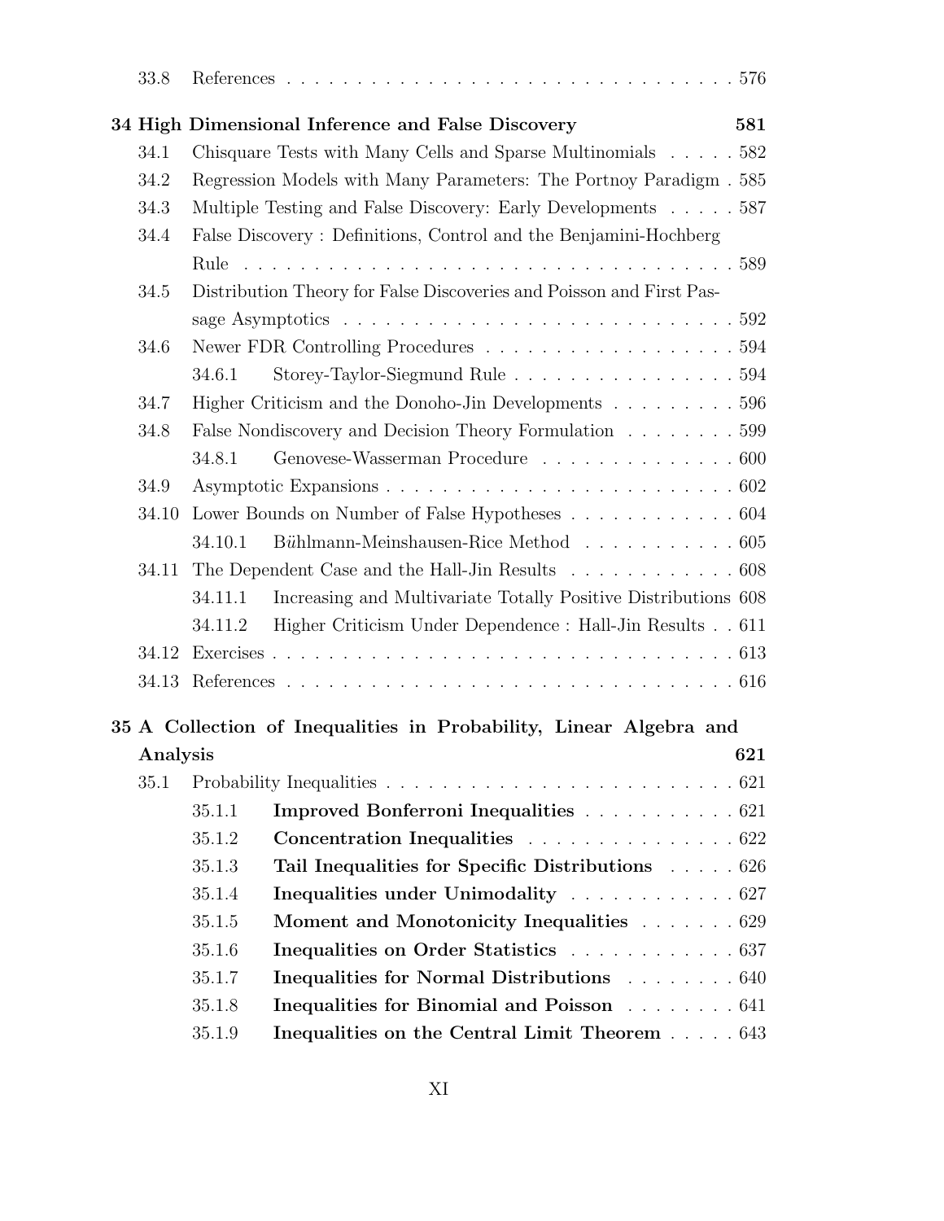33.8 References . . . . . . . . . . . . . . . . . . . . . . . . . . . . . . . . . 576

**34 High Dimensional Inference and False Discovery 581**

34.1 Chisquare Tests with Many Cells and Sparse Multinomials . . . . . 582

34.2 Regression Models with Many Parameters: The Portnoy Paradigm . 585

34.3 Multiple Testing and False Discovery: Early Developments . . . . . 587

34.4 False Discovery : Definitions, Control and the Benjamini-Hochberg Rule . . . . . . . . . . . . . . . . . . . . . . . . . . . . . . . . . . . 589

34.5 Distribution Theory for False Discoveries and Poisson and First Passage Asymptotics . . . . . . . . . . . . . . . . . . . . . . . . . . . 592

34.6 Newer FDR Controlling Procedures . . . . . . . . . . . . . . . . . . 594

34.6.1 Storey-Taylor-Siegmund Rule . . . . . . . . . . . . . . . . 594

34.7 Higher Criticism and the Donoho-Jin Developments . . . . . . . . . 596

34.8 False Nondiscovery and Decision Theory Formulation . . . . . . . . 599

34.8.1 Genovese-Wasserman Procedure . . . . . . . . . . . . . . 600

34.9 Asymptotic Expansions . . . . . . . . . . . . . . . . . . . . . . . . . 602

34.10 Lower Bounds on Number of False Hypotheses . . . . . . . . . . . . 604

34.10.1 B*ü*hlmann-Meinshausen-Rice Method . . . . . . . . . . . 605

34.11 The Dependent Case and the Hall-Jin Results . . . . . . . . . . . . 608

34.11.1 Increasing and Multivariate Totally Positive Distributions 608

34.11.2 Higher Criticism Under Dependence : Hall-Jin Results . . 611

34.12 Exercises . . . . . . . . . . . . . . . . . . . . . . . . . . . . . . . . . 613

34.13 References . . . . . . . . . . . . . . . . . . . . . . . . . . . . . . . . 616

**35 A Collection of Inequalities in Probability, Linear Algebra and Analysis 621**

35.1 Probability Inequalities . . . . . . . . . . . . . . . . . . . . . . . . . 621

35.1.1 **Improved Bonferroni Inequalities** . . . . . . . . . . . 621

35.1.2 **Concentration Inequalities** . . . . . . . . . . . . . . . 622

35.1.3 **Tail Inequalities for Specific Distributions** . . . . . 626

35.1.4 **Inequalities under Unimodality** . . . . . . . . . . . . 627

35.1.5 **Moment and Monotonicity Inequalities** . . . . . . . 629

35.1.6 **Inequalities on Order Statistics** . . . . . . . . . . . . 637

35.1.7 **Inequalities for Normal Distributions** . . . . . . . . 640

35.1.8 **Inequalities for Binomial and Poisson** . . . . . . . . 641

35.1.9 **Inequalities on the Central Limit Theorem** . . . . . 643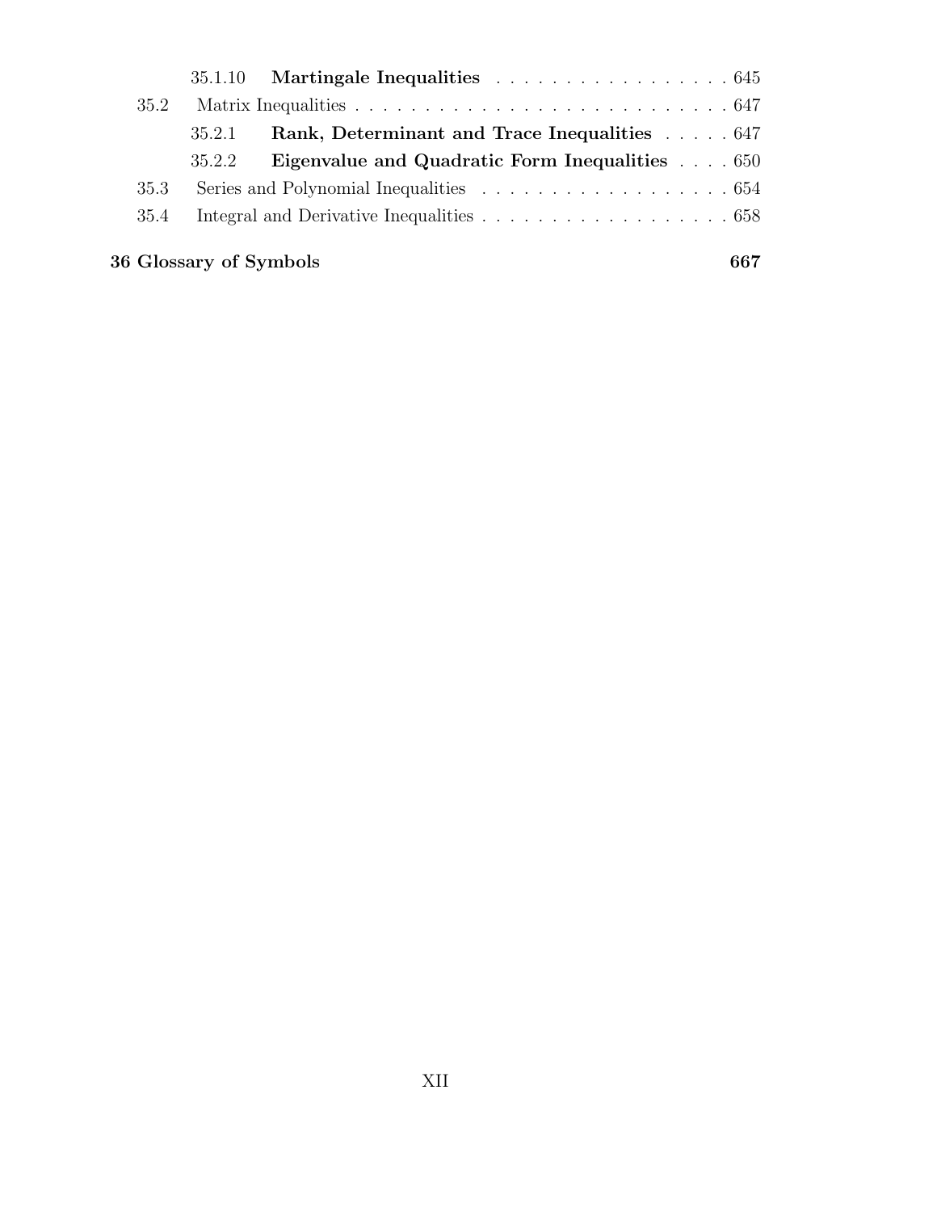- 35.1.10 **Martingale Inequalities** . . . . . . . . . . . . . . . . . 645
- 35.2 Matrix Inequalities . . . . . . . . . . . . . . . . . . . . . . . . . . . . 647
  - 35.2.1 **Rank, Determinant and Trace Inequalities** . . . . . 647
  - 35.2.2 **Eigenvalue and Quadratic Form Inequalities** . . . . 650
- 35.3 Series and Polynomial Inequalities . . . . . . . . . . . . . . . . . . 654
- 35.4 Integral and Derivative Inequalities . . . . . . . . . . . . . . . . . . 658

**36 Glossary of Symbols** **667**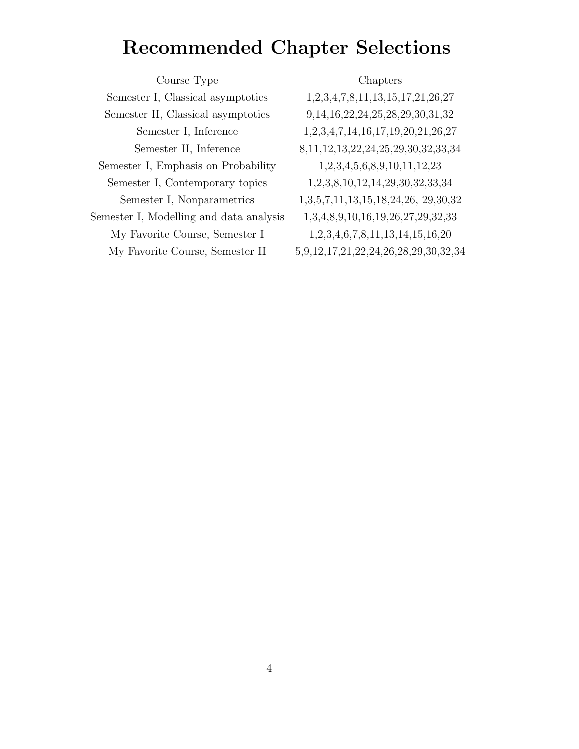# Recommended Chapter Selections

| Course Type | Chapters |
|---|---|
| Semester I, Classical asymptotics | 1,2,3,4,7,8,11,13,15,17,21,26,27 |
| Semester II, Classical asymptotics | 9,14,16,22,24,25,28,29,30,31,32 |
| Semester I, Inference | 1,2,3,4,7,14,16,17,19,20,21,26,27 |
| Semester II, Inference | 8,11,12,13,22,24,25,29,30,32,33,34 |
| Semester I, Emphasis on Probability | 1,2,3,4,5,6,8,9,10,11,12,23 |
| Semester I, Contemporary topics | 1,2,3,8,10,12,14,29,30,32,33,34 |
| Semester I, Nonparametrics | 1,3,5,7,11,13,15,18,24,26, 29,30,32 |
| Semester I, Modelling and data analysis | 1,3,4,8,9,10,16,19,26,27,29,32,33 |
| My Favorite Course, Semester I | 1,2,3,4,6,7,8,11,13,14,15,16,20 |
| My Favorite Course, Semester II | 5,9,12,17,21,22,24,26,28,29,30,32,34 |